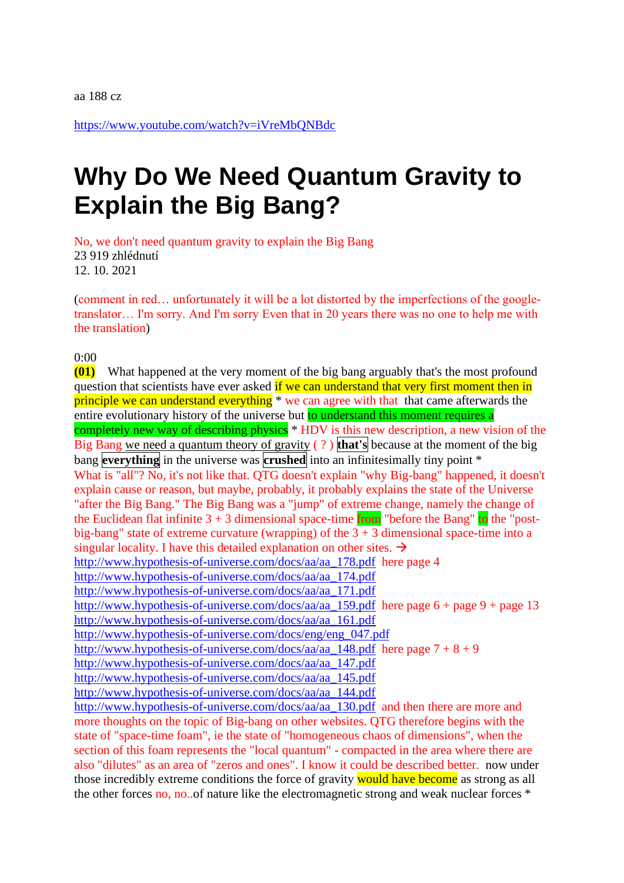aa 188 cz

https://www.youtube.com/watch?v=iVreMbQNBdc

# Why Do We Need Quantum Gravity to Explain the Big Bang?

No, we don't need quantum gravity to explain the Big Bang
23 919 zhlédnutí
12. 10. 2021

(comment in red… unfortunately it will be a lot distorted by the imperfections of the google-translator… I'm sorry. And I'm sorry Even that in 20 years there was no one to help me with the translation)

0:00
**(01)** What happened at the very moment of the big bang arguably that's the most profound question that scientists have ever asked if we can understand that very first moment then in principle we can understand everything * we can agree with that that came afterwards the entire evolutionary history of the universe but to understand this moment requires a completely new way of describing physics * HDV is this new description, a new vision of the Big Bang we need a quantum theory of gravity ( ? ) **that's** because at the moment of the big bang **everything** in the universe was **crushed** into an infinitesimally tiny point *
What is "all"? No, it's not like that. QTG doesn't explain "why Big-bang" happened, it doesn't explain cause or reason, but maybe, probably, it probably explains the state of the Universe "after the Big Bang." The Big Bang was a "jump" of extreme change, namely the change of the Euclidean flat infinite 3 + 3 dimensional space-time from "before the Bang" to the "post-big-bang" state of extreme curvature (wrapping) of the 3 + 3 dimensional space-time into a singular locality. I have this detailed explanation on other sites. →
http://www.hypothesis-of-universe.com/docs/aa/aa_178.pdf here page 4
http://www.hypothesis-of-universe.com/docs/aa/aa_174.pdf
http://www.hypothesis-of-universe.com/docs/aa/aa_171.pdf
http://www.hypothesis-of-universe.com/docs/aa/aa_159.pdf here page 6 + page 9 + page 13
http://www.hypothesis-of-universe.com/docs/aa/aa_161.pdf
http://www.hypothesis-of-universe.com/docs/eng/eng_047.pdf
http://www.hypothesis-of-universe.com/docs/aa/aa_148.pdf here page 7 + 8 + 9
http://www.hypothesis-of-universe.com/docs/aa/aa_147.pdf
http://www.hypothesis-of-universe.com/docs/aa/aa_145.pdf
http://www.hypothesis-of-universe.com/docs/aa/aa_144.pdf
http://www.hypothesis-of-universe.com/docs/aa/aa_130.pdf and then there are more and more thoughts on the topic of Big-bang on other websites. QTG therefore begins with the state of "space-time foam", ie the state of "homogeneous chaos of dimensions", when the section of this foam represents the "local quantum" - compacted in the area where there are also "dilutes" as an area of "zeros and ones". I know it could be described better. now under those incredibly extreme conditions the force of gravity would have become as strong as all the other forces no, no..of nature like the electromagnetic strong and weak nuclear forces *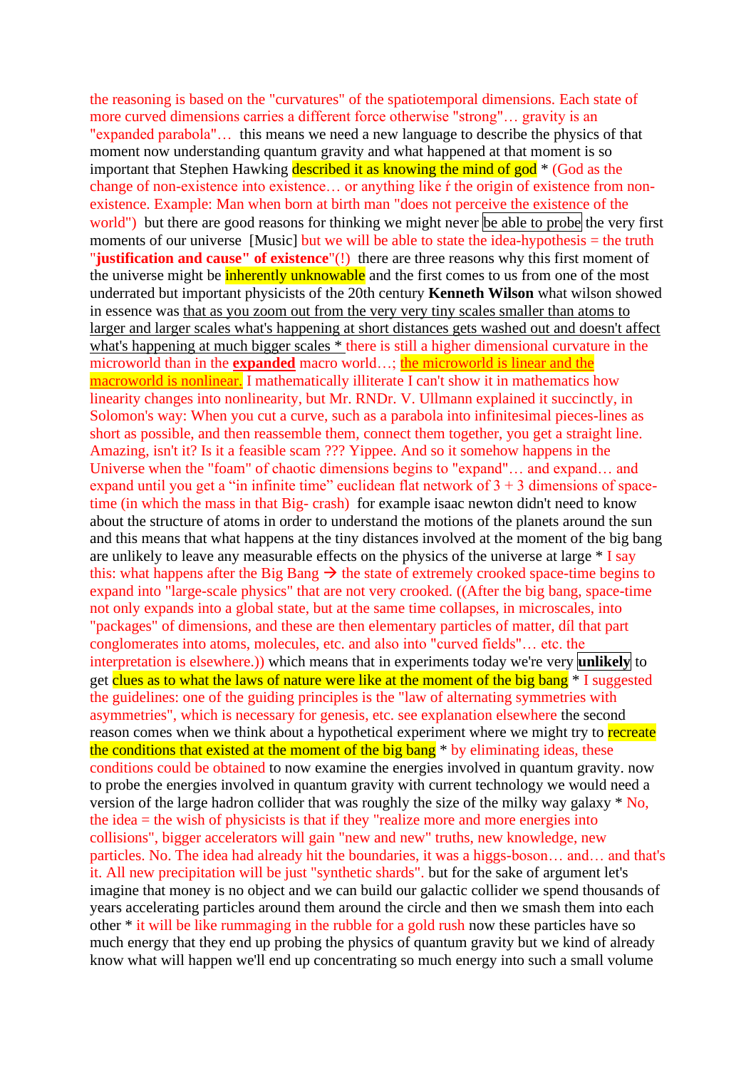the reasoning is based on the "curvatures" of the spatiotemporal dimensions. Each state of more curved dimensions carries a different force otherwise "strong"… gravity is an "expanded parabola"… this means we need a new language to describe the physics of that moment now understanding quantum gravity and what happened at that moment is so important that Stephen Hawking described it as knowing the mind of god * (God as the change of non-existence into existence… or anything like ŕ the origin of existence from non-existence. Example: Man when born at birth man "does not perceive the existence of the world") but there are good reasons for thinking we might never be able to probe the very first moments of our universe [Music] but we will be able to state the idea-hypothesis = the truth "**justification and cause" of existence**"(!) there are three reasons why this first moment of the universe might be inherently unknowable and the first comes to us from one of the most underrated but important physicists of the 20th century **Kenneth Wilson** what wilson showed in essence was that as you zoom out from the very very tiny scales smaller than atoms to larger and larger scales what's happening at short distances gets washed out and doesn't affect what's happening at much bigger scales * there is still a higher dimensional curvature in the microworld than in the **expanded** macro world…; the microworld is linear and the macroworld is nonlinear. I mathematically illiterate I can't show it in mathematics how linearity changes into nonlinearity, but Mr. RNDr. V. Ullmann explained it succinctly, in Solomon's way: When you cut a curve, such as a parabola into infinitesimal pieces-lines as short as possible, and then reassemble them, connect them together, you get a straight line. Amazing, isn't it? Is it a feasible scam ??? Yippee. And so it somehow happens in the Universe when the "foam" of chaotic dimensions begins to "expand"… and expand… and expand until you get a "in infinite time" euclidean flat network of 3 + 3 dimensions of space-time (in which the mass in that Big- crash) for example isaac newton didn't need to know about the structure of atoms in order to understand the motions of the planets around the sun and this means that what happens at the tiny distances involved at the moment of the big bang are unlikely to leave any measurable effects on the physics of the universe at large * I say this: what happens after the Big Bang → the state of extremely crooked space-time begins to expand into "large-scale physics" that are not very crooked. ((After the big bang, space-time not only expands into a global state, but at the same time collapses, in microscales, into "packages" of dimensions, and these are then elementary particles of matter, díl that part conglomerates into atoms, molecules, etc. and also into "curved fields"… etc. the interpretation is elsewhere.)) which means that in experiments today we're very **unlikely** to get clues as to what the laws of nature were like at the moment of the big bang * I suggested the guidelines: one of the guiding principles is the "law of alternating symmetries with asymmetries", which is necessary for genesis, etc. see explanation elsewhere the second reason comes when we think about a hypothetical experiment where we might try to recreate the conditions that existed at the moment of the big bang * by eliminating ideas, these conditions could be obtained to now examine the energies involved in quantum gravity. now to probe the energies involved in quantum gravity with current technology we would need a version of the large hadron collider that was roughly the size of the milky way galaxy * No, the idea = the wish of physicists is that if they "realize more and more energies into collisions", bigger accelerators will gain "new and new" truths, new knowledge, new particles. No. The idea had already hit the boundaries, it was a higgs-boson… and… and that's it. All new precipitation will be just "synthetic shards". but for the sake of argument let's imagine that money is no object and we can build our galactic collider we spend thousands of years accelerating particles around them around the circle and then we smash them into each other * it will be like rummaging in the rubble for a gold rush now these particles have so much energy that they end up probing the physics of quantum gravity but we kind of already know what will happen we'll end up concentrating so much energy into such a small volume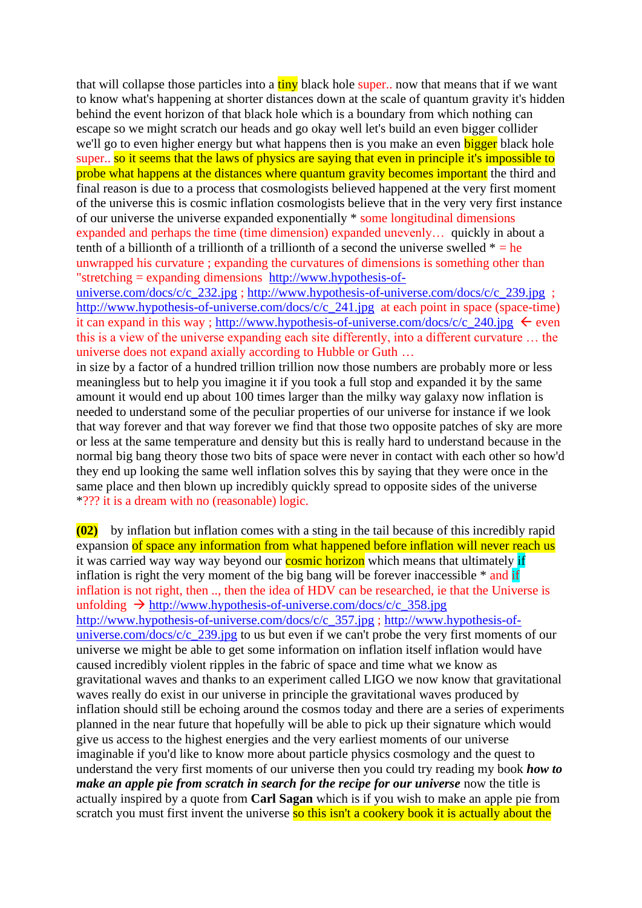that will collapse those particles into a tiny black hole super.. now that means that if we want to know what's happening at shorter distances down at the scale of quantum gravity it's hidden behind the event horizon of that black hole which is a boundary from which nothing can escape so we might scratch our heads and go okay well let's build an even bigger collider we'll go to even higher energy but what happens then is you make an even bigger black hole super.. so it seems that the laws of physics are saying that even in principle it's impossible to probe what happens at the distances where quantum gravity becomes important the third and final reason is due to a process that cosmologists believed happened at the very first moment of the universe this is cosmic inflation cosmologists believe that in the very very first instance of our universe the universe expanded exponentially * some longitudinal dimensions expanded and perhaps the time (time dimension) expanded unevenly… quickly in about a tenth of a billionth of a trillionth of a trillionth of a second the universe swelled * = he unwrapped his curvature ; expanding the curvatures of dimensions is something other than "stretching = expanding dimensions http://www.hypothesis-of-universe.com/docs/c/c_232.jpg ; http://www.hypothesis-of-universe.com/docs/c/c_239.jpg ; http://www.hypothesis-of-universe.com/docs/c/c_241.jpg at each point in space (space-time) it can expand in this way ; http://www.hypothesis-of-universe.com/docs/c/c_240.jpg ← even this is a view of the universe expanding each site differently, into a different curvature … the universe does not expand axially according to Hubble or Guth …
in size by a factor of a hundred trillion trillion now those numbers are probably more or less meaningless but to help you imagine it if you took a full stop and expanded it by the same amount it would end up about 100 times larger than the milky way galaxy now inflation is needed to understand some of the peculiar properties of our universe for instance if we look that way forever and that way forever we find that those two opposite patches of sky are more or less at the same temperature and density but this is really hard to understand because in the normal big bang theory those two bits of space were never in contact with each other so how'd they end up looking the same well inflation solves this by saying that they were once in the same place and then blown up incredibly quickly spread to opposite sides of the universe *??? it is a dream with no (reasonable) logic.

**(02)** by inflation but inflation comes with a sting in the tail because of this incredibly rapid expansion of space any information from what happened before inflation will never reach us it was carried way way way beyond our cosmic horizon which means that ultimately if inflation is right the very moment of the big bang will be forever inaccessible * and if inflation is not right, then .., then the idea of HDV can be researched, ie that the Universe is unfolding → http://www.hypothesis-of-universe.com/docs/c/c_358.jpg http://www.hypothesis-of-universe.com/docs/c/c_357.jpg ; http://www.hypothesis-of-universe.com/docs/c/c_239.jpg to us but even if we can't probe the very first moments of our universe we might be able to get some information on inflation itself inflation would have caused incredibly violent ripples in the fabric of space and time what we know as gravitational waves and thanks to an experiment called LIGO we now know that gravitational waves really do exist in our universe in principle the gravitational waves produced by inflation should still be echoing around the cosmos today and there are a series of experiments planned in the near future that hopefully will be able to pick up their signature which would give us access to the highest energies and the very earliest moments of our universe imaginable if you'd like to know more about particle physics cosmology and the quest to understand the very first moments of our universe then you could try reading my book ***how to make an apple pie from scratch in search for the recipe for our universe*** now the title is actually inspired by a quote from **Carl Sagan** which is if you wish to make an apple pie from scratch you must first invent the universe so this isn't a cookery book it is actually about the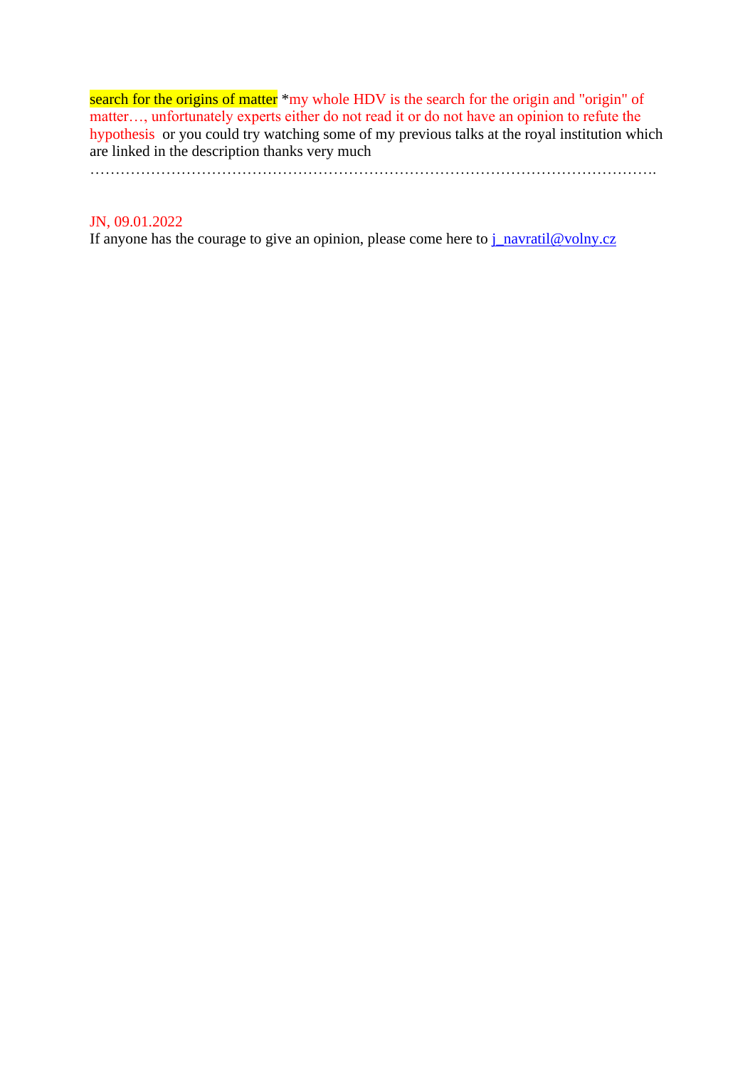search for the origins of matter *my whole HDV is the search for the origin and "origin" of matter…, unfortunately experts either do not read it or do not have an opinion to refute the hypothesis  or you could try watching some of my previous talks at the royal institution which are linked in the description thanks very much

…………………………………………………………………………………………………….

JN, 09.01.2022

If anyone has the courage to give an opinion, please come here to j_navratil@volny.cz